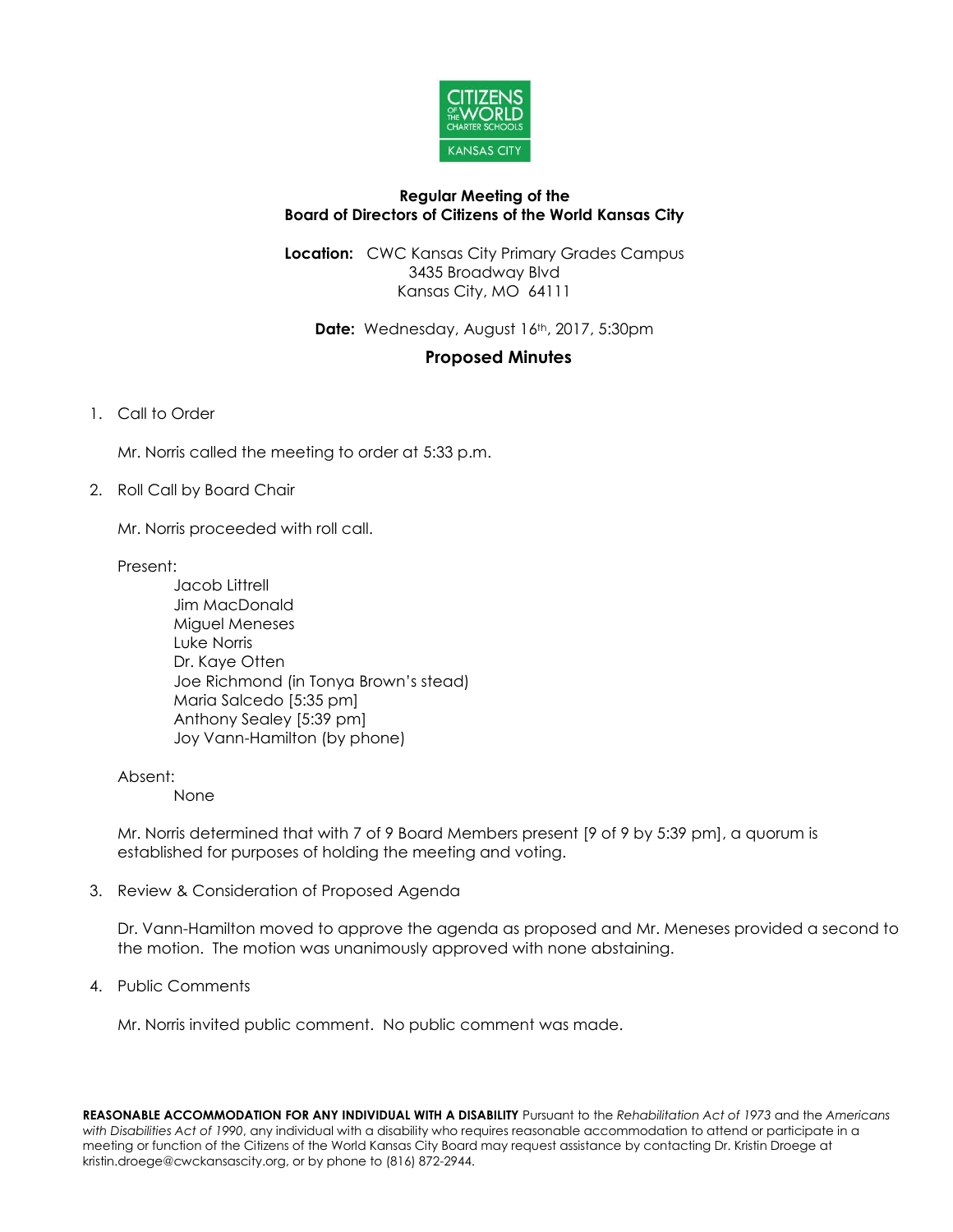**Regular Meeting of the**
**Board of Directors of Citizens of the World Kansas City**

**Location:** CWC Kansas City Primary Grades Campus
3435 Broadway Blvd
Kansas City, MO 64111

**Date:** Wednesday, August 16th, 2017, 5:30pm

## Proposed Minutes

1. Call to Order

   Mr. Norris called the meeting to order at 5:33 p.m.

2. Roll Call by Board Chair

   Mr. Norris proceeded with roll call.

   Present:
   - Jacob Littrell
   - Jim MacDonald
   - Miguel Meneses
   - Luke Norris
   - Dr. Kaye Otten
   - Joe Richmond (in Tonya Brown's stead)
   - Maria Salcedo [5:35 pm]
   - Anthony Sealey [5:39 pm]
   - Joy Vann-Hamilton (by phone)

   Absent:
   - None

   Mr. Norris determined that with 7 of 9 Board Members present [9 of 9 by 5:39 pm], a quorum is established for purposes of holding the meeting and voting.

3. Review & Consideration of Proposed Agenda

   Dr. Vann-Hamilton moved to approve the agenda as proposed and Mr. Meneses provided a second to the motion. The motion was unanimously approved with none abstaining.

4. Public Comments

   Mr. Norris invited public comment. No public comment was made.

**REASONABLE ACCOMMODATION FOR ANY INDIVIDUAL WITH A DISABILITY** Pursuant to the *Rehabilitation Act of 1973* and the *Americans with Disabilities Act of 1990*, any individual with a disability who requires reasonable accommodation to attend or participate in a meeting or function of the Citizens of the World Kansas City Board may request assistance by contacting Dr. Kristin Droege at kristin.droege@cwckansascity.org, or by phone to (816) 872-2944.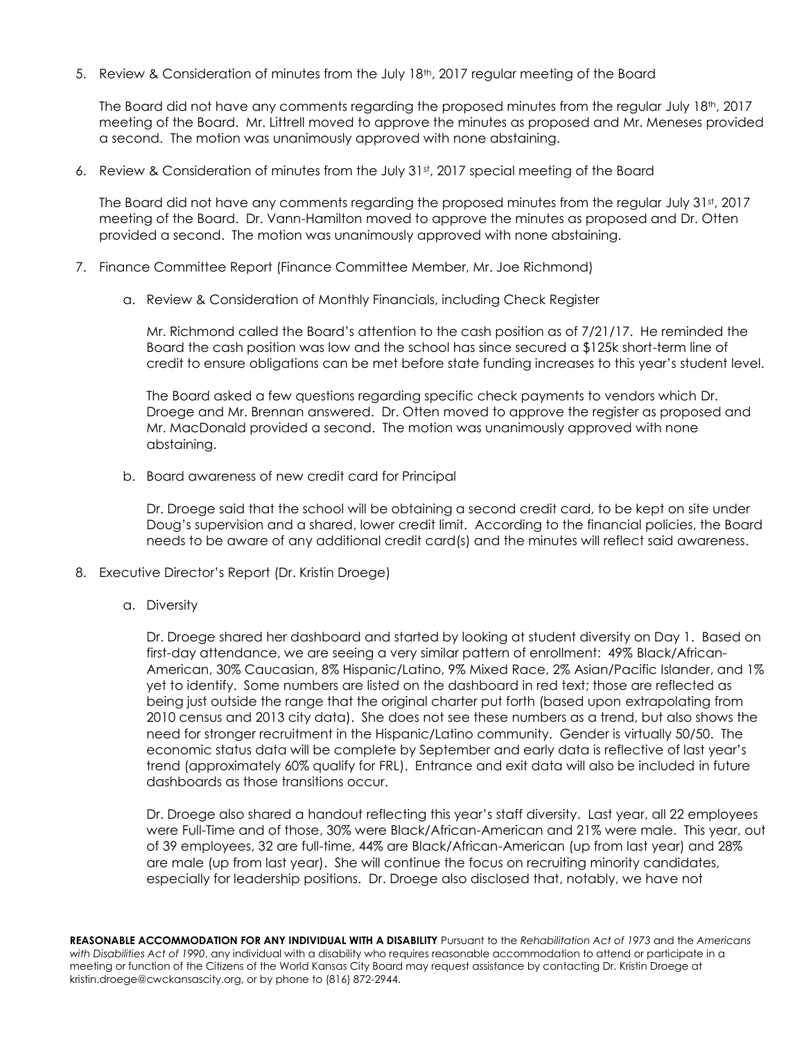5. Review & Consideration of minutes from the July 18th, 2017 regular meeting of the Board

   The Board did not have any comments regarding the proposed minutes from the regular July 18th, 2017 meeting of the Board. Mr. Littrell moved to approve the minutes as proposed and Mr. Meneses provided a second. The motion was unanimously approved with none abstaining.

6. Review & Consideration of minutes from the July 31st, 2017 special meeting of the Board

   The Board did not have any comments regarding the proposed minutes from the regular July 31st, 2017 meeting of the Board. Dr. Vann-Hamilton moved to approve the minutes as proposed and Dr. Otten provided a second. The motion was unanimously approved with none abstaining.

7. Finance Committee Report (Finance Committee Member, Mr. Joe Richmond)

   a. Review & Consideration of Monthly Financials, including Check Register

      Mr. Richmond called the Board's attention to the cash position as of 7/21/17. He reminded the Board the cash position was low and the school has since secured a $125k short-term line of credit to ensure obligations can be met before state funding increases to this year's student level.

      The Board asked a few questions regarding specific check payments to vendors which Dr. Droege and Mr. Brennan answered. Dr. Otten moved to approve the register as proposed and Mr. MacDonald provided a second. The motion was unanimously approved with none abstaining.

   b. Board awareness of new credit card for Principal

      Dr. Droege said that the school will be obtaining a second credit card, to be kept on site under Doug's supervision and a shared, lower credit limit. According to the financial policies, the Board needs to be aware of any additional credit card(s) and the minutes will reflect said awareness.

8. Executive Director's Report (Dr. Kristin Droege)

   a. Diversity

      Dr. Droege shared her dashboard and started by looking at student diversity on Day 1. Based on first-day attendance, we are seeing a very similar pattern of enrollment: 49% Black/African-American, 30% Caucasian, 8% Hispanic/Latino, 9% Mixed Race, 2% Asian/Pacific Islander, and 1% yet to identify. Some numbers are listed on the dashboard in red text; those are reflected as being just outside the range that the original charter put forth (based upon extrapolating from 2010 census and 2013 city data). She does not see these numbers as a trend, but also shows the need for stronger recruitment in the Hispanic/Latino community. Gender is virtually 50/50. The economic status data will be complete by September and early data is reflective of last year's trend (approximately 60% qualify for FRL). Entrance and exit data will also be included in future dashboards as those transitions occur.

      Dr. Droege also shared a handout reflecting this year's staff diversity. Last year, all 22 employees were Full-Time and of those, 30% were Black/African-American and 21% were male. This year, out of 39 employees, 32 are full-time, 44% are Black/African-American (up from last year) and 28% are male (up from last year). She will continue the focus on recruiting minority candidates, especially for leadership positions. Dr. Droege also disclosed that, notably, we have not

**REASONABLE ACCOMMODATION FOR ANY INDIVIDUAL WITH A DISABILITY** Pursuant to the *Rehabilitation Act of 1973* and the *Americans with Disabilities Act of 1990*, any individual with a disability who requires reasonable accommodation to attend or participate in a meeting or function of the Citizens of the World Kansas City Board may request assistance by contacting Dr. Kristin Droege at kristin.droege@cwckansascity.org, or by phone to (816) 872-2944.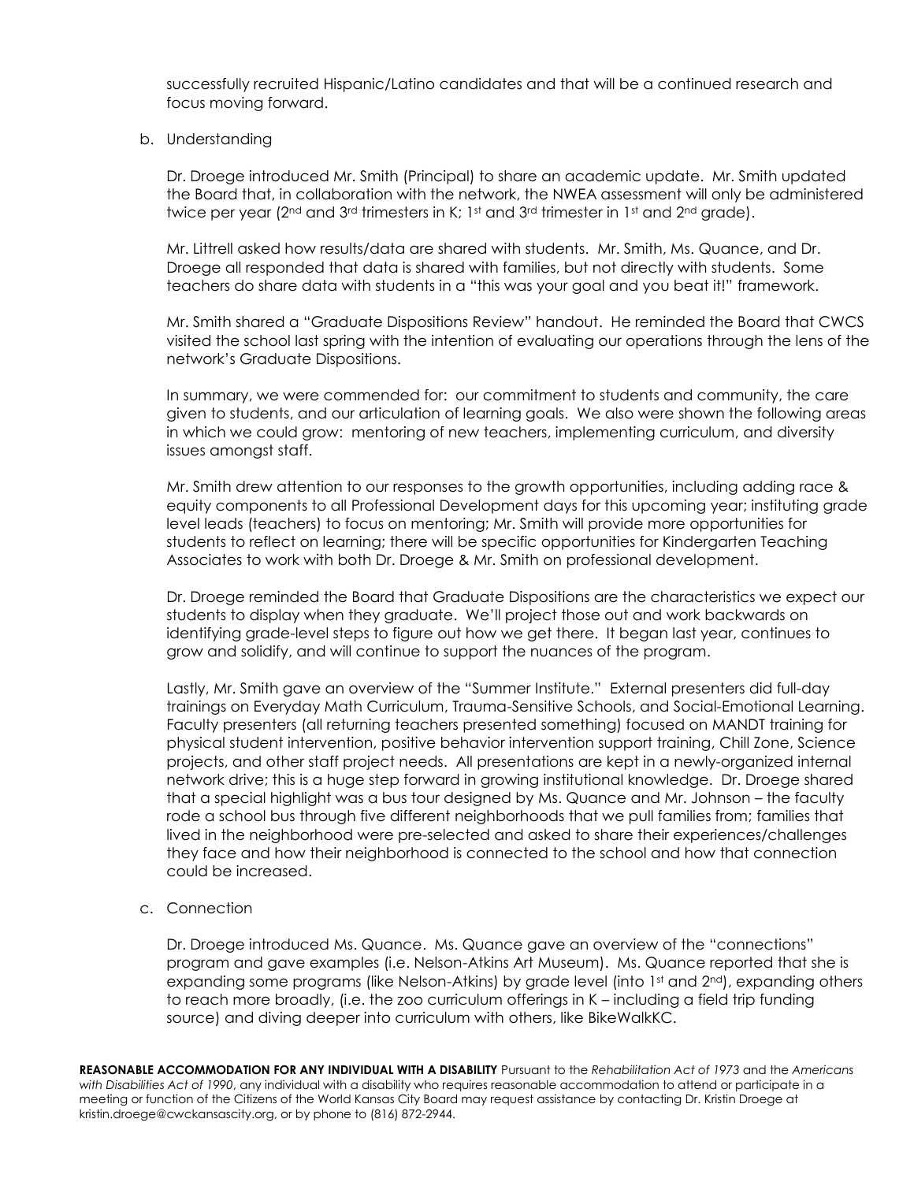successfully recruited Hispanic/Latino candidates and that will be a continued research and focus moving forward.

b. Understanding

Dr. Droege introduced Mr. Smith (Principal) to share an academic update. Mr. Smith updated the Board that, in collaboration with the network, the NWEA assessment will only be administered twice per year (2nd and 3rd trimesters in K; 1st and 3rd trimester in 1st and 2nd grade).

Mr. Littrell asked how results/data are shared with students. Mr. Smith, Ms. Quance, and Dr. Droege all responded that data is shared with families, but not directly with students. Some teachers do share data with students in a "this was your goal and you beat it!" framework.

Mr. Smith shared a "Graduate Dispositions Review" handout. He reminded the Board that CWCS visited the school last spring with the intention of evaluating our operations through the lens of the network's Graduate Dispositions.

In summary, we were commended for: our commitment to students and community, the care given to students, and our articulation of learning goals. We also were shown the following areas in which we could grow: mentoring of new teachers, implementing curriculum, and diversity issues amongst staff.

Mr. Smith drew attention to our responses to the growth opportunities, including adding race & equity components to all Professional Development days for this upcoming year; instituting grade level leads (teachers) to focus on mentoring; Mr. Smith will provide more opportunities for students to reflect on learning; there will be specific opportunities for Kindergarten Teaching Associates to work with both Dr. Droege & Mr. Smith on professional development.

Dr. Droege reminded the Board that Graduate Dispositions are the characteristics we expect our students to display when they graduate. We'll project those out and work backwards on identifying grade-level steps to figure out how we get there. It began last year, continues to grow and solidify, and will continue to support the nuances of the program.

Lastly, Mr. Smith gave an overview of the "Summer Institute." External presenters did full-day trainings on Everyday Math Curriculum, Trauma-Sensitive Schools, and Social-Emotional Learning. Faculty presenters (all returning teachers presented something) focused on MANDT training for physical student intervention, positive behavior intervention support training, Chill Zone, Science projects, and other staff project needs. All presentations are kept in a newly-organized internal network drive; this is a huge step forward in growing institutional knowledge. Dr. Droege shared that a special highlight was a bus tour designed by Ms. Quance and Mr. Johnson – the faculty rode a school bus through five different neighborhoods that we pull families from; families that lived in the neighborhood were pre-selected and asked to share their experiences/challenges they face and how their neighborhood is connected to the school and how that connection could be increased.

c. Connection

Dr. Droege introduced Ms. Quance. Ms. Quance gave an overview of the "connections" program and gave examples (i.e. Nelson-Atkins Art Museum). Ms. Quance reported that she is expanding some programs (like Nelson-Atkins) by grade level (into 1st and 2nd), expanding others to reach more broadly, (i.e. the zoo curriculum offerings in K – including a field trip funding source) and diving deeper into curriculum with others, like BikeWalkKC.

**REASONABLE ACCOMMODATION FOR ANY INDIVIDUAL WITH A DISABILITY** Pursuant to the *Rehabilitation Act of 1973* and the *Americans with Disabilities Act of 1990*, any individual with a disability who requires reasonable accommodation to attend or participate in a meeting or function of the Citizens of the World Kansas City Board may request assistance by contacting Dr. Kristin Droege at kristin.droege@cwckansascity.org, or by phone to (816) 872-2944.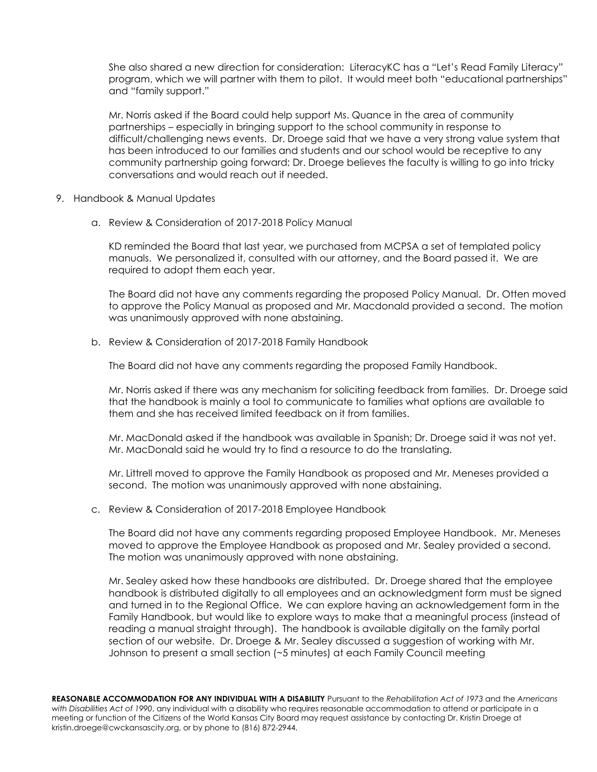She also shared a new direction for consideration: LiteracyKC has a "Let's Read Family Literacy" program, which we will partner with them to pilot. It would meet both "educational partnerships" and "family support."

Mr. Norris asked if the Board could help support Ms. Quance in the area of community partnerships – especially in bringing support to the school community in response to difficult/challenging news events. Dr. Droege said that we have a very strong value system that has been introduced to our families and students and our school would be receptive to any community partnership going forward; Dr. Droege believes the faculty is willing to go into tricky conversations and would reach out if needed.

9. Handbook & Manual Updates

   a. Review & Consideration of 2017-2018 Policy Manual

      KD reminded the Board that last year, we purchased from MCPSA a set of templated policy manuals. We personalized it, consulted with our attorney, and the Board passed it. We are required to adopt them each year.

      The Board did not have any comments regarding the proposed Policy Manual. Dr. Otten moved to approve the Policy Manual as proposed and Mr. Macdonald provided a second. The motion was unanimously approved with none abstaining.

   b. Review & Consideration of 2017-2018 Family Handbook

      The Board did not have any comments regarding the proposed Family Handbook.

      Mr. Norris asked if there was any mechanism for soliciting feedback from families. Dr. Droege said that the handbook is mainly a tool to communicate to families what options are available to them and she has received limited feedback on it from families.

      Mr. MacDonald asked if the handbook was available in Spanish; Dr. Droege said it was not yet. Mr. MacDonald said he would try to find a resource to do the translating.

      Mr. Littrell moved to approve the Family Handbook as proposed and Mr. Meneses provided a second. The motion was unanimously approved with none abstaining.

   c. Review & Consideration of 2017-2018 Employee Handbook

      The Board did not have any comments regarding proposed Employee Handbook. Mr. Meneses moved to approve the Employee Handbook as proposed and Mr. Sealey provided a second. The motion was unanimously approved with none abstaining.

      Mr. Sealey asked how these handbooks are distributed. Dr. Droege shared that the employee handbook is distributed digitally to all employees and an acknowledgment form must be signed and turned in to the Regional Office. We can explore having an acknowledgement form in the Family Handbook, but would like to explore ways to make that a meaningful process (instead of reading a manual straight through). The handbook is available digitally on the family portal section of our website. Dr. Droege & Mr. Sealey discussed a suggestion of working with Mr. Johnson to present a small section (~5 minutes) at each Family Council meeting

**REASONABLE ACCOMMODATION FOR ANY INDIVIDUAL WITH A DISABILITY** Pursuant to the *Rehabilitation Act of 1973* and the *Americans with Disabilities Act of 1990*, any individual with a disability who requires reasonable accommodation to attend or participate in a meeting or function of the Citizens of the World Kansas City Board may request assistance by contacting Dr. Kristin Droege at kristin.droege@cwckansascity.org, or by phone to (816) 872-2944.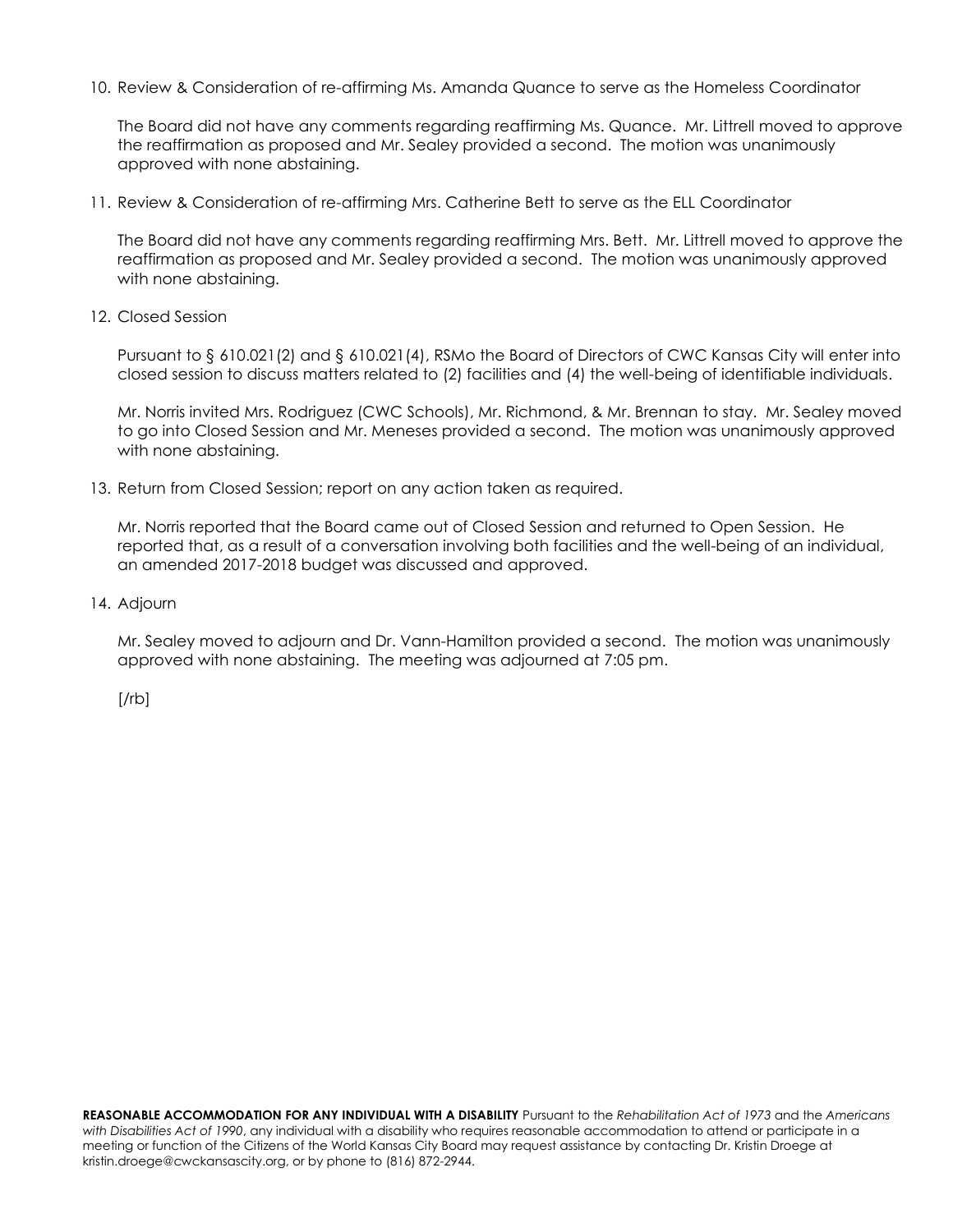10. Review & Consideration of re-affirming Ms. Amanda Quance to serve as the Homeless Coordinator

    The Board did not have any comments regarding reaffirming Ms. Quance. Mr. Littrell moved to approve the reaffirmation as proposed and Mr. Sealey provided a second. The motion was unanimously approved with none abstaining.

11. Review & Consideration of re-affirming Mrs. Catherine Bett to serve as the ELL Coordinator

    The Board did not have any comments regarding reaffirming Mrs. Bett. Mr. Littrell moved to approve the reaffirmation as proposed and Mr. Sealey provided a second. The motion was unanimously approved with none abstaining.

12. Closed Session

    Pursuant to § 610.021(2) and § 610.021(4), RSMo the Board of Directors of CWC Kansas City will enter into closed session to discuss matters related to (2) facilities and (4) the well-being of identifiable individuals.

    Mr. Norris invited Mrs. Rodriguez (CWC Schools), Mr. Richmond, & Mr. Brennan to stay. Mr. Sealey moved to go into Closed Session and Mr. Meneses provided a second. The motion was unanimously approved with none abstaining.

13. Return from Closed Session; report on any action taken as required.

    Mr. Norris reported that the Board came out of Closed Session and returned to Open Session. He reported that, as a result of a conversation involving both facilities and the well-being of an individual, an amended 2017-2018 budget was discussed and approved.

14. Adjourn

    Mr. Sealey moved to adjourn and Dr. Vann-Hamilton provided a second. The motion was unanimously approved with none abstaining. The meeting was adjourned at 7:05 pm.

    [/rb]

**REASONABLE ACCOMMODATION FOR ANY INDIVIDUAL WITH A DISABILITY** Pursuant to the *Rehabilitation Act of 1973* and the *Americans with Disabilities Act of 1990*, any individual with a disability who requires reasonable accommodation to attend or participate in a meeting or function of the Citizens of the World Kansas City Board may request assistance by contacting Dr. Kristin Droege at kristin.droege@cwckansascity.org, or by phone to (816) 872-2944.